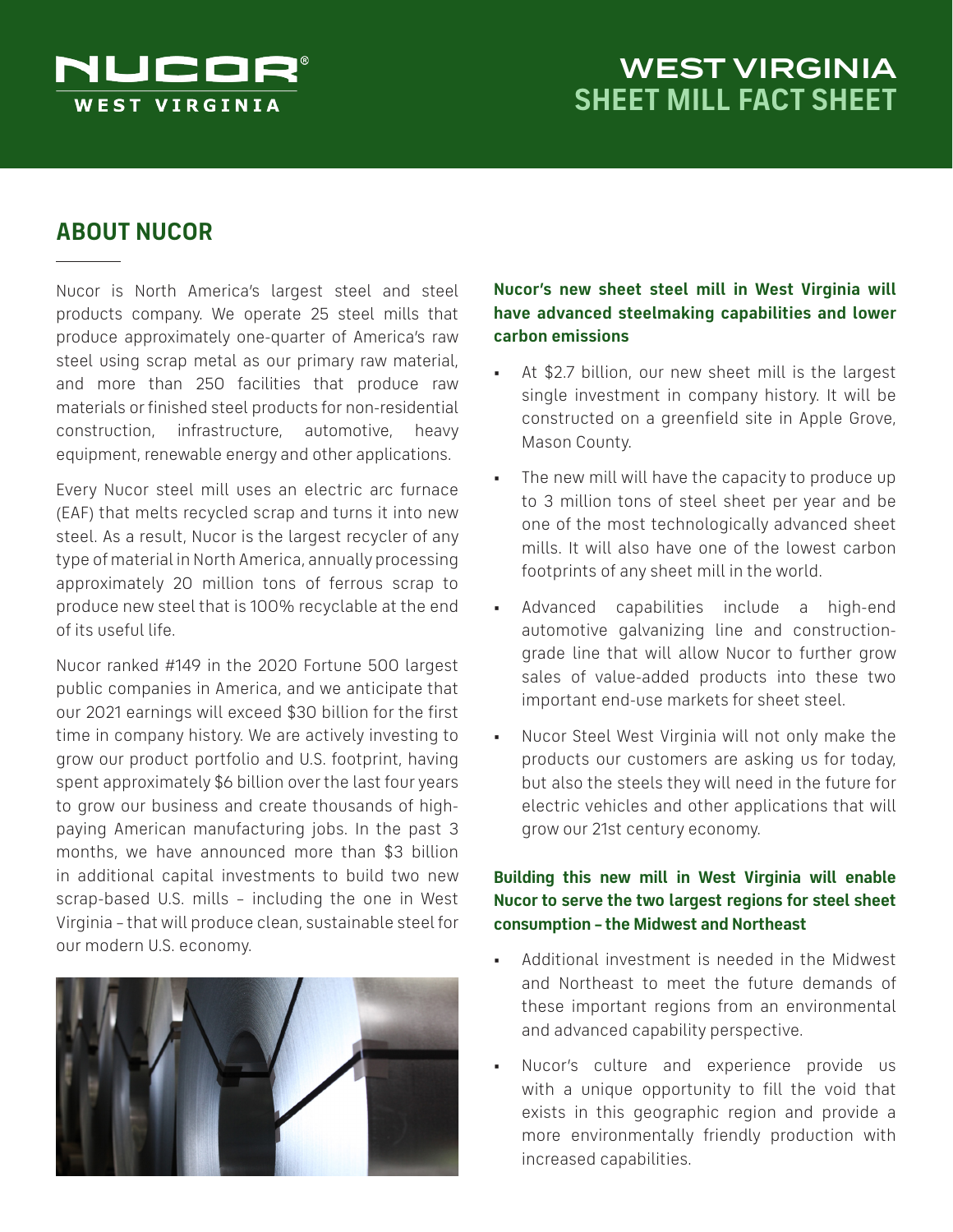# WEST VIRGINIA SHEET MILL FACT SHEET

## ABOUT NUCOR

Nucor is North America's largest steel and steel products company. We operate 25 steel mills that produce approximately one-quarter of America's raw steel using scrap metal as our primary raw material, and more than 250 facilities that produce raw materials or finished steel products for non-residential construction, infrastructure, automotive, heavy equipment, renewable energy and other applications.

Every Nucor steel mill uses an electric arc furnace (EAF) that melts recycled scrap and turns it into new steel. As a result, Nucor is the largest recycler of any type of material in North America, annually processing approximately 20 million tons of ferrous scrap to produce new steel that is 100% recyclable at the end of its useful life.

Nucor ranked #149 in the 2020 Fortune 500 largest public companies in America, and we anticipate that our 2021 earnings will exceed $30 billion for the first time in company history. We are actively investing to grow our product portfolio and U.S. footprint, having spent approximately $6 billion over the last four years to grow our business and create thousands of high-paying American manufacturing jobs. In the past 3 months, we have announced more than $3 billion in additional capital investments to build two new scrap-based U.S. mills – including the one in West Virginia – that will produce clean, sustainable steel for our modern U.S. economy.

### Nucor's new sheet steel mill in West Virginia will have advanced steelmaking capabilities and lower carbon emissions

- At $2.7 billion, our new sheet mill is the largest single investment in company history. It will be constructed on a greenfield site in Apple Grove, Mason County.
- The new mill will have the capacity to produce up to 3 million tons of steel sheet per year and be one of the most technologically advanced sheet mills. It will also have one of the lowest carbon footprints of any sheet mill in the world.
- Advanced capabilities include a high-end automotive galvanizing line and construction-grade line that will allow Nucor to further grow sales of value-added products into these two important end-use markets for sheet steel.
- Nucor Steel West Virginia will not only make the products our customers are asking us for today, but also the steels they will need in the future for electric vehicles and other applications that will grow our 21st century economy.

### Building this new mill in West Virginia will enable Nucor to serve the two largest regions for steel sheet consumption – the Midwest and Northeast

- Additional investment is needed in the Midwest and Northeast to meet the future demands of these important regions from an environmental and advanced capability perspective.
- Nucor's culture and experience provide us with a unique opportunity to fill the void that exists in this geographic region and provide a more environmentally friendly production with increased capabilities.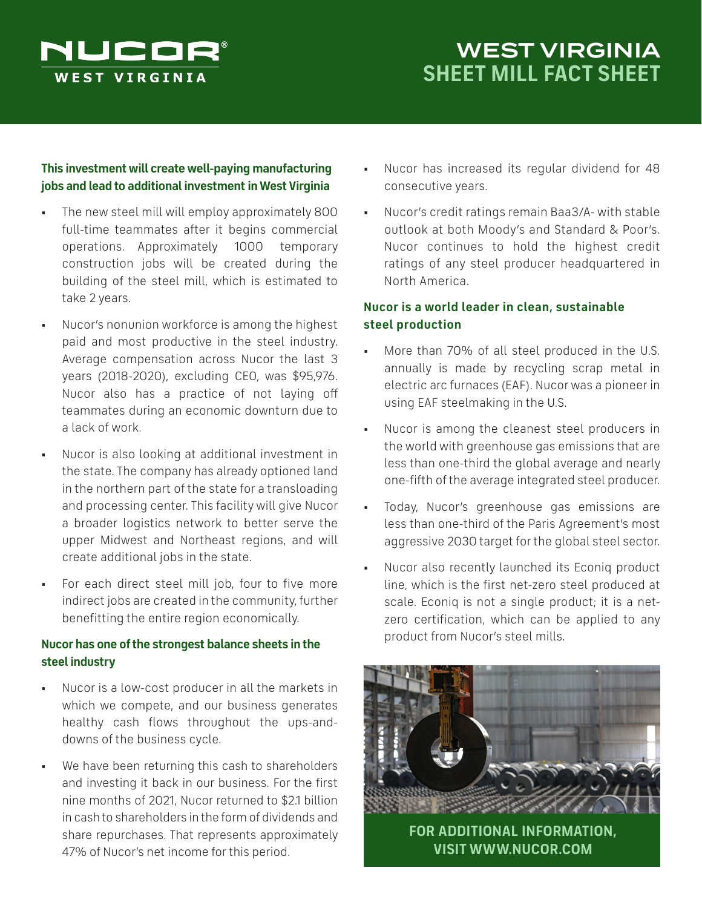# NUCOR® WEST VIRGINIA

# WEST VIRGINIA SHEET MILL FACT SHEET

### This investment will create well-paying manufacturing jobs and lead to additional investment in West Virginia

- The new steel mill will employ approximately 800 full-time teammates after it begins commercial operations. Approximately 1000 temporary construction jobs will be created during the building of the steel mill, which is estimated to take 2 years.
- Nucor's nonunion workforce is among the highest paid and most productive in the steel industry. Average compensation across Nucor the last 3 years (2018-2020), excluding CEO, was $95,976. Nucor also has a practice of not laying off teammates during an economic downturn due to a lack of work.
- Nucor is also looking at additional investment in the state. The company has already optioned land in the northern part of the state for a transloading and processing center. This facility will give Nucor a broader logistics network to better serve the upper Midwest and Northeast regions, and will create additional jobs in the state.
- For each direct steel mill job, four to five more indirect jobs are created in the community, further benefitting the entire region economically.

### Nucor has one of the strongest balance sheets in the steel industry

- Nucor is a low-cost producer in all the markets in which we compete, and our business generates healthy cash flows throughout the ups-and-downs of the business cycle.
- We have been returning this cash to shareholders and investing it back in our business. For the first nine months of 2021, Nucor returned to $2.1 billion in cash to shareholders in the form of dividends and share repurchases. That represents approximately 47% of Nucor's net income for this period.
- Nucor has increased its regular dividend for 48 consecutive years.
- Nucor's credit ratings remain Baa3/A- with stable outlook at both Moody's and Standard & Poor's. Nucor continues to hold the highest credit ratings of any steel producer headquartered in North America.

### Nucor is a world leader in clean, sustainable steel production

- More than 70% of all steel produced in the U.S. annually is made by recycling scrap metal in electric arc furnaces (EAF). Nucor was a pioneer in using EAF steelmaking in the U.S.
- Nucor is among the cleanest steel producers in the world with greenhouse gas emissions that are less than one-third the global average and nearly one-fifth of the average integrated steel producer.
- Today, Nucor's greenhouse gas emissions are less than one-third of the Paris Agreement's most aggressive 2030 target for the global steel sector.
- Nucor also recently launched its Econiq product line, which is the first net-zero steel produced at scale. Econiq is not a single product; it is a net-zero certification, which can be applied to any product from Nucor's steel mills.

**FOR ADDITIONAL INFORMATION, VISIT WWW.NUCOR.COM**